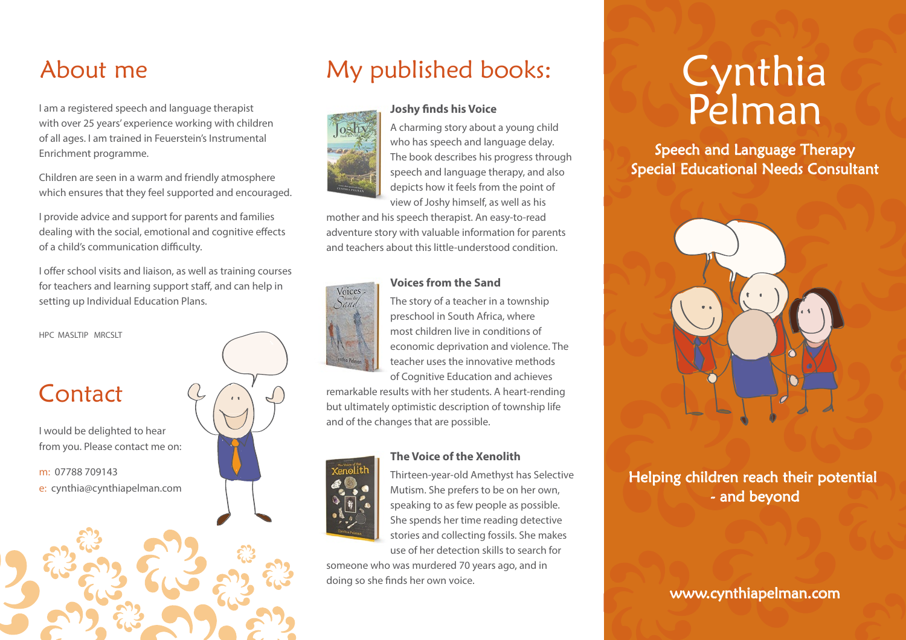## About me

I am a registered speech and language therapist with over 25 years' experience working with children of all ages. I am trained in Feuerstein's Instrumental Enrichment programme.

Children are seen in a warm and friendly atmosphere which ensures that they feel supported and encouraged.

I provide advice and support for parents and families dealing with the social, emotional and cognitive effects of a child's communication difficulty.

I offer school visits and liaison, as well as training courses for teachers and learning support staff, and can help in setting up Individual Education Plans.

HPC MASLTIP MRCSLT

## Contact

I would be delighted to hear from you. Please contact me on:

m: 07788 709143
e: cynthia@cynthiapelman.com

## My published books:

### Joshy finds his Voice

A charming story about a young child who has speech and language delay. The book describes his progress through speech and language therapy, and also depicts how it feels from the point of view of Joshy himself, as well as his mother and his speech therapist. An easy-to-read adventure story with valuable information for parents and teachers about this little-understood condition.

### Voices from the Sand

The story of a teacher in a township preschool in South Africa, where most children live in conditions of economic deprivation and violence. The teacher uses the innovative methods of Cognitive Education and achieves remarkable results with her students. A heart-rending but ultimately optimistic description of township life and of the changes that are possible.

### The Voice of the Xenolith

Thirteen-year-old Amethyst has Selective Mutism. She prefers to be on her own, speaking to as few people as possible. She spends her time reading detective stories and collecting fossils. She makes use of her detection skills to search for someone who was murdered 70 years ago, and in doing so she finds her own voice.

# Cynthia Pelman

**Speech and Language Therapy**
**Special Educational Needs Consultant**

**Helping children reach their potential - and beyond**

www.cynthiapelman.com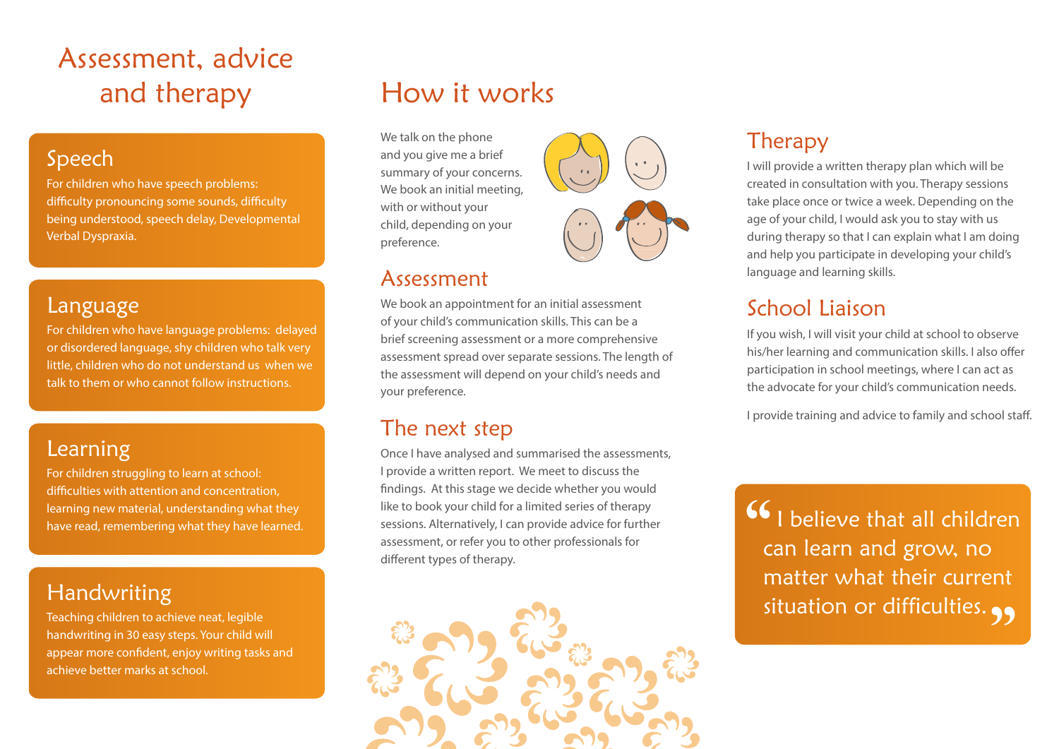# Assessment, advice and therapy

## Speech

For children who have speech problems: difficulty pronouncing some sounds, difficulty being understood, speech delay, Developmental Verbal Dyspraxia.

## Language

For children who have language problems: delayed or disordered language, shy children who talk very little, children who do not understand us when we talk to them or who cannot follow instructions.

## Learning

For children struggling to learn at school: difficulties with attention and concentration, learning new material, understanding what they have read, remembering what they have learned.

## Handwriting

Teaching children to achieve neat, legible handwriting in 30 easy steps. Your child will appear more confident, enjoy writing tasks and achieve better marks at school.

# How it works

We talk on the phone and you give me a brief summary of your concerns. We book an initial meeting, with or without your child, depending on your preference.

## Assessment

We book an appointment for an initial assessment of your child's communication skills. This can be a brief screening assessment or a more comprehensive assessment spread over separate sessions. The length of the assessment will depend on your child's needs and your preference.

## The next step

Once I have analysed and summarised the assessments, I provide a written report. We meet to discuss the findings. At this stage we decide whether you would like to book your child for a limited series of therapy sessions. Alternatively, I can provide advice for further assessment, or refer you to other professionals for different types of therapy.

## Therapy

I will provide a written therapy plan which will be created in consultation with you. Therapy sessions take place once or twice a week. Depending on the age of your child, I would ask you to stay with us during therapy so that I can explain what I am doing and help you participate in developing your child's language and learning skills.

## School Liaison

If you wish, I will visit your child at school to observe his/her learning and communication skills. I also offer participation in school meetings, where I can act as the advocate for your child's communication needs.

I provide training and advice to family and school staff.

> "I believe that all children can learn and grow, no matter what their current situation or difficulties."